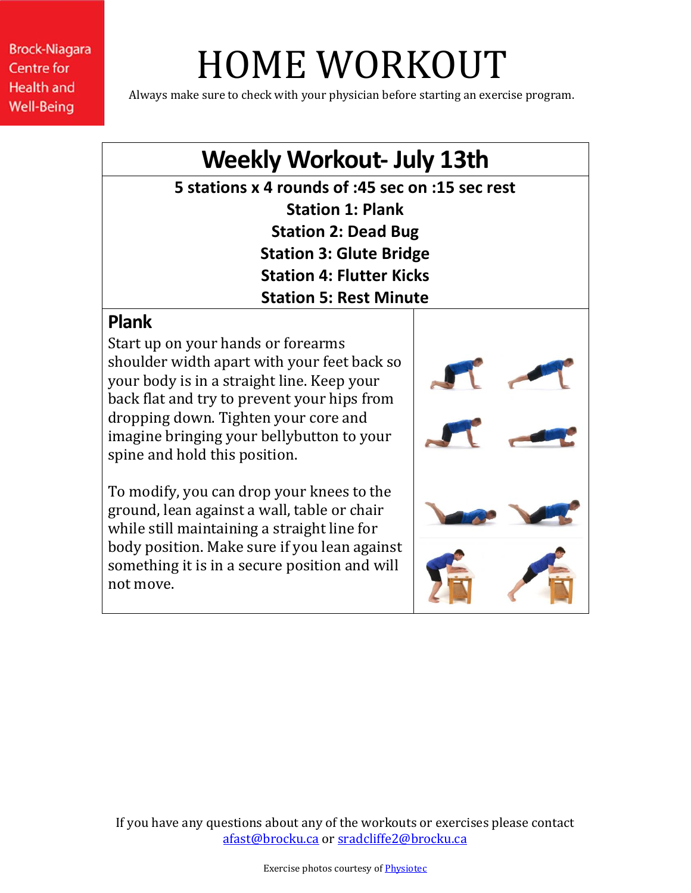Brock-Niagara Centre for Health and Well-Being

# HOME WORKOUT

Always make sure to check with your physician before starting an exercise program.

## Weekly Workout- July 13th

**5 stations x 4 rounds of :45 sec on :15 sec rest**

**Station 1: Plank**

**Station 2: Dead Bug**

**Station 3: Glute Bridge**

**Station 4: Flutter Kicks**

**Station 5: Rest Minute**

### Plank

Start up on your hands or forearms shoulder width apart with your feet back so your body is in a straight line. Keep your back flat and try to prevent your hips from dropping down. Tighten your core and imagine bringing your bellybutton to your spine and hold this position.

To modify, you can drop your knees to the ground, lean against a wall, table or chair while still maintaining a straight line for body position. Make sure if you lean against something it is in a secure position and will not move.

If you have any questions about any of the workouts or exercises please contact afast@brocku.ca or sradcliffe2@brocku.ca

Exercise photos courtesy of Physiotec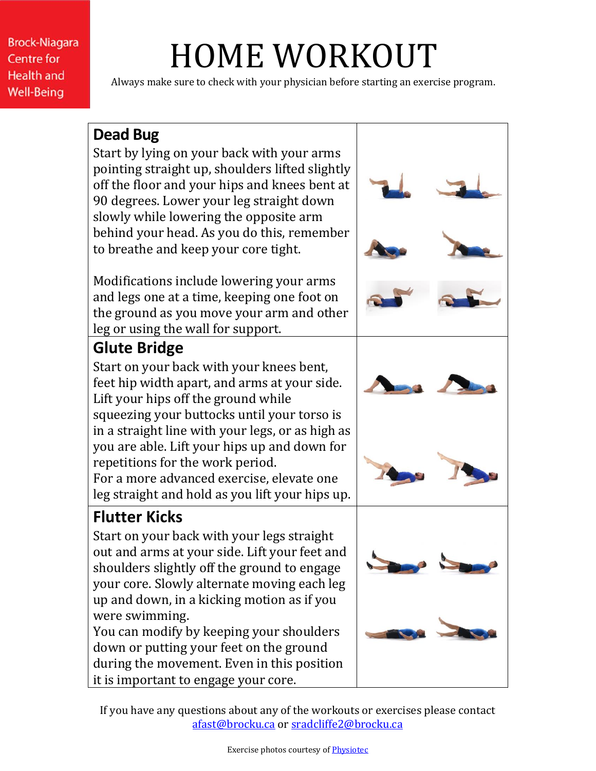Brock-Niagara Centre for Health and Well-Being

# HOME WORKOUT

Always make sure to check with your physician before starting an exercise program.

## Dead Bug

Start by lying on your back with your arms pointing straight up, shoulders lifted slightly off the floor and your hips and knees bent at 90 degrees. Lower your leg straight down slowly while lowering the opposite arm behind your head. As you do this, remember to breathe and keep your core tight.

Modifications include lowering your arms and legs one at a time, keeping one foot on the ground as you move your arm and other leg or using the wall for support.

## Glute Bridge

Start on your back with your knees bent, feet hip width apart, and arms at your side. Lift your hips off the ground while squeezing your buttocks until your torso is in a straight line with your legs, or as high as you are able. Lift your hips up and down for repetitions for the work period.
For a more advanced exercise, elevate one leg straight and hold as you lift your hips up.

## Flutter Kicks

Start on your back with your legs straight out and arms at your side. Lift your feet and shoulders slightly off the ground to engage your core. Slowly alternate moving each leg up and down, in a kicking motion as if you were swimming.
You can modify by keeping your shoulders down or putting your feet on the ground during the movement. Even in this position it is important to engage your core.

If you have any questions about any of the workouts or exercises please contact afast@brocku.ca or sradcliffe2@brocku.ca

Exercise photos courtesy of Physiotec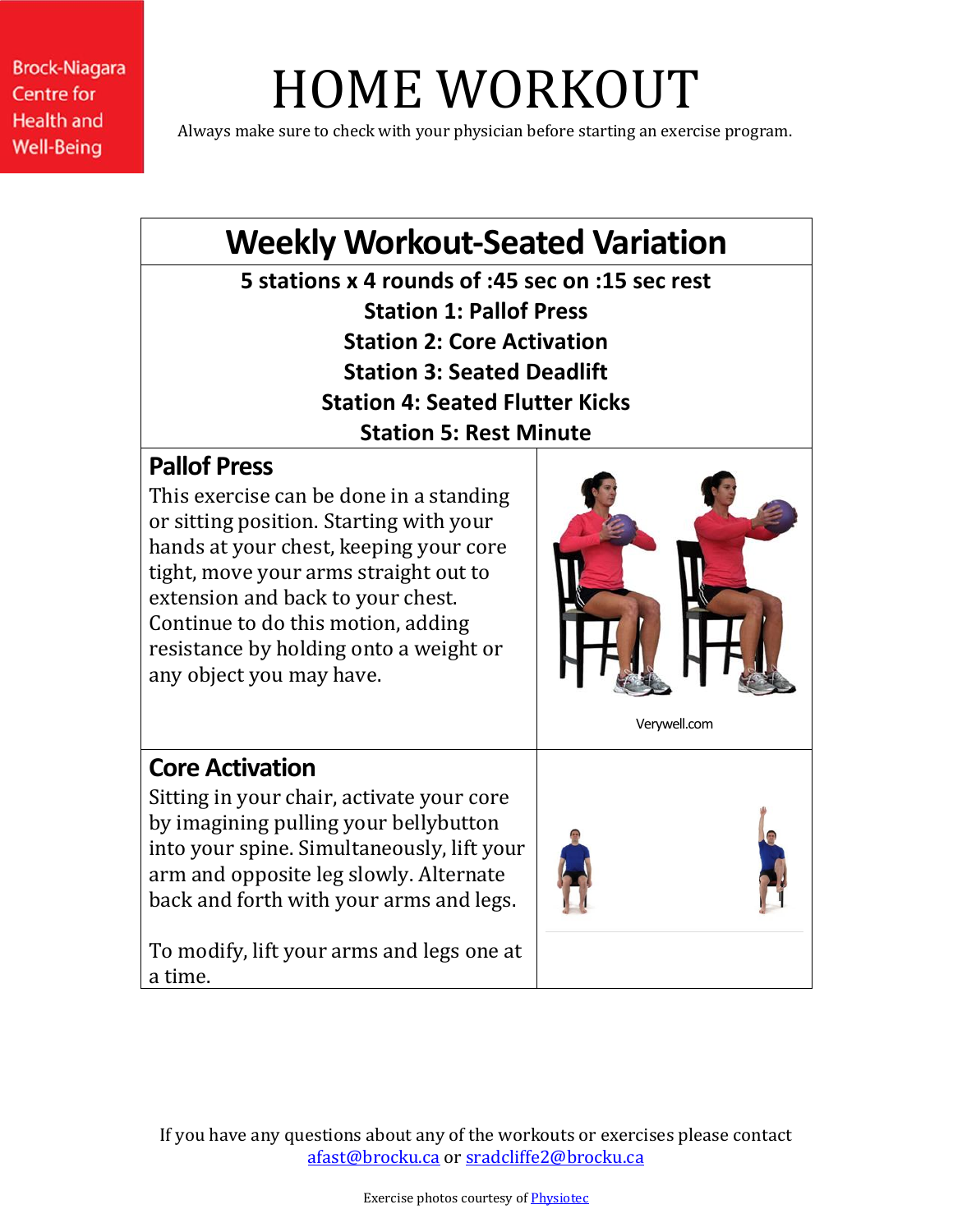Brock-Niagara Centre for Health and Well-Being

# HOME WORKOUT

Always make sure to check with your physician before starting an exercise program.

## Weekly Workout-Seated Variation

**5 stations x 4 rounds of :45 sec on :15 sec rest**

**Station 1: Pallof Press**

**Station 2: Core Activation**

**Station 3: Seated Deadlift**

**Station 4: Seated Flutter Kicks**

**Station 5: Rest Minute**

### Pallof Press

This exercise can be done in a standing or sitting position. Starting with your hands at your chest, keeping your core tight, move your arms straight out to extension and back to your chest. Continue to do this motion, adding resistance by holding onto a weight or any object you may have.

Verywell.com

### Core Activation

Sitting in your chair, activate your core by imagining pulling your bellybutton into your spine. Simultaneously, lift your arm and opposite leg slowly. Alternate back and forth with your arms and legs.

To modify, lift your arms and legs one at a time.

If you have any questions about any of the workouts or exercises please contact afast@brocku.ca or sradcliffe2@brocku.ca

Exercise photos courtesy of Physiotec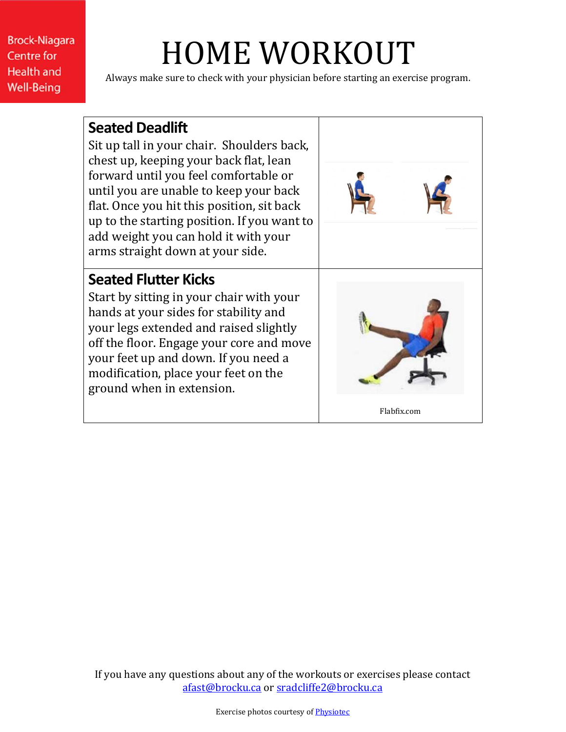Brock-Niagara Centre for Health and Well-Being

# HOME WORKOUT

Always make sure to check with your physician before starting an exercise program.

| | |
|---|---|
| **Seated Deadlift**<br>Sit up tall in your chair. Shoulders back, chest up, keeping your back flat, lean forward until you feel comfortable or until you are unable to keep your back flat. Once you hit this position, sit back up to the starting position. If you want to add weight you can hold it with your arms straight down at your side. | |
| **Seated Flutter Kicks**<br>Start by sitting in your chair with your hands at your sides for stability and your legs extended and raised slightly off the floor. Engage your core and move your feet up and down. If you need a modification, place your feet on the ground when in extension. | Flabfix.com |

If you have any questions about any of the workouts or exercises please contact afast@brocku.ca or sradcliffe2@brocku.ca

Exercise photos courtesy of Physiotec